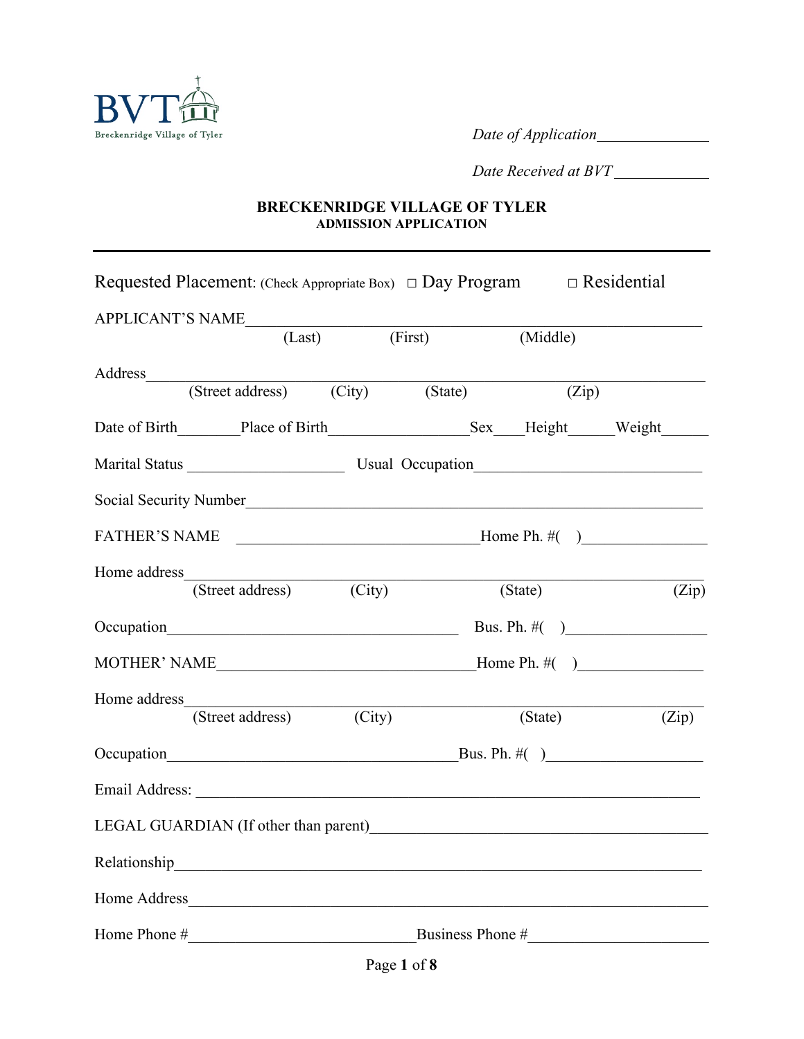BVT
Breckenridge Village of Tyler

*Date of Application*______________

*Date Received at BVT* ____________

# BRECKENRIDGE VILLAGE OF TYLER
## ADMISSION APPLICATION

---

Requested Placement: (Check Appropriate Box) □ Day Program □ Residential

APPLICANT'S NAME_____________________________________________________
(Last) (First) (Middle)

Address_______________________________________________________________
(Street address) (City) (State) (Zip)

Date of Birth________Place of Birth__________________Sex____Height______Weight______

Marital Status ____________________ Usual Occupation_____________________________

Social Security Number_________________________________________________________

FATHER'S NAME ______________________________Home Ph. #( )________________

Home address__________________________________________________________________
(Street address) (City) (State) (Zip)

Occupation_____________________________________ Bus. Ph. #( )__________________

MOTHER' NAME_________________________________Home Ph. #( )________________

Home address__________________________________________________________________
(Street address) (City) (State) (Zip)

Occupation_____________________________________Bus. Ph. #( )___________________

Email Address: _________________________________________________________________

LEGAL GUARDIAN (If other than parent)_____________________________________________

Relationship____________________________________________________________________

Home Address___________________________________________________________________

Home Phone #_____________________________Business Phone #______________________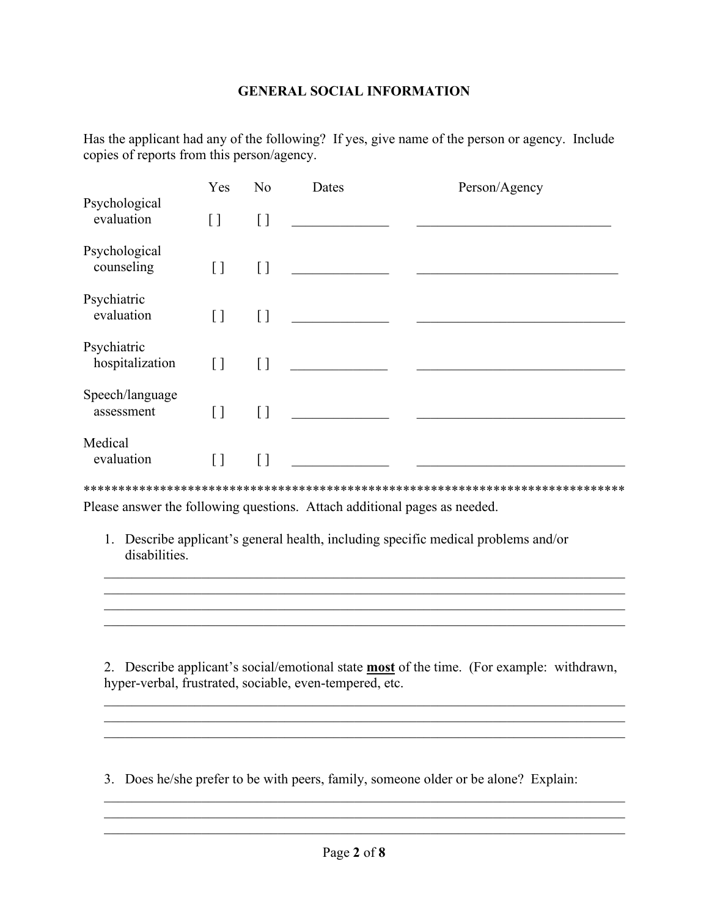## GENERAL SOCIAL INFORMATION

Has the applicant had any of the following? If yes, give name of the person or agency. Include copies of reports from this person/agency.

| | Yes | No | Dates | Person/Agency |
|---|---|---|---|---|
| Psychological evaluation | [ ] | [ ] | ______________ | ____________________________ |
| Psychological counseling | [ ] | [ ] | ______________ | ____________________________ |
| Psychiatric evaluation | [ ] | [ ] | ______________ | ____________________________ |
| Psychiatric hospitalization | [ ] | [ ] | ______________ | ____________________________ |
| Speech/language assessment | [ ] | [ ] | ______________ | ____________________________ |
| Medical evaluation | [ ] | [ ] | ______________ | ____________________________ |

********************************************************************************

Please answer the following questions. Attach additional pages as needed.

1. Describe applicant's general health, including specific medical problems and/or disabilities.

________________________________________________________________________
________________________________________________________________________
________________________________________________________________________
________________________________________________________________________

2. Describe applicant's social/emotional state **most** of the time. (For example: withdrawn, hyper-verbal, frustrated, sociable, even-tempered, etc.

________________________________________________________________________
________________________________________________________________________
________________________________________________________________________

3. Does he/she prefer to be with peers, family, someone older or be alone? Explain:

________________________________________________________________________
________________________________________________________________________
________________________________________________________________________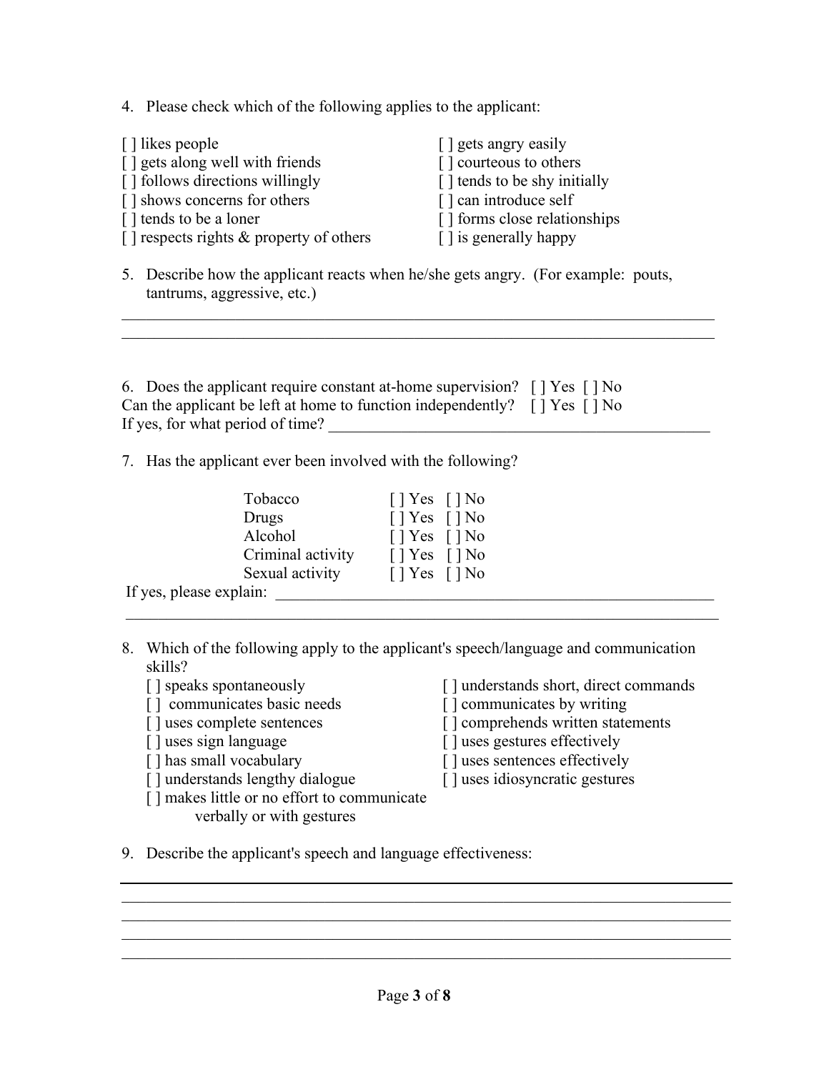4. Please check which of the following applies to the applicant:

[ ] likes people
[ ] gets along well with friends
[ ] follows directions willingly
[ ] shows concerns for others
[ ] tends to be a loner
[ ] respects rights & property of others
[ ] gets angry easily
[ ] courteous to others
[ ] tends to be shy initially
[ ] can introduce self
[ ] forms close relationships
[ ] is generally happy

5. Describe how the applicant reacts when he/she gets angry. (For example: pouts, tantrums, aggressive, etc.)

\_\_\_\_\_\_\_\_\_\_\_\_\_\_\_\_\_\_\_\_\_\_\_\_\_\_\_\_\_\_\_\_\_\_\_\_\_\_\_\_\_\_\_\_\_\_\_\_\_\_\_\_\_\_\_\_\_\_\_\_\_\_\_\_\_\_\_\_\_\_

\_\_\_\_\_\_\_\_\_\_\_\_\_\_\_\_\_\_\_\_\_\_\_\_\_\_\_\_\_\_\_\_\_\_\_\_\_\_\_\_\_\_\_\_\_\_\_\_\_\_\_\_\_\_\_\_\_\_\_\_\_\_\_\_\_\_\_\_\_\_

6. Does the applicant require constant at-home supervision? [ ] Yes [ ] No
Can the applicant be left at home to function independently? [ ] Yes [ ] No
If yes, for what period of time? \_\_\_\_\_\_\_\_\_\_\_\_\_\_\_\_\_\_\_\_\_\_\_\_\_\_\_\_\_\_\_\_\_\_\_\_\_\_\_\_\_\_\_\_

7. Has the applicant ever been involved with the following?

| | | |
|---|---|---|
| Tobacco | [ ] Yes | [ ] No |
| Drugs | [ ] Yes | [ ] No |
| Alcohol | [ ] Yes | [ ] No |
| Criminal activity | [ ] Yes | [ ] No |
| Sexual activity | [ ] Yes | [ ] No |

If yes, please explain: \_\_\_\_\_\_\_\_\_\_\_\_\_\_\_\_\_\_\_\_\_\_\_\_\_\_\_\_\_\_\_\_\_\_\_\_\_\_\_\_\_\_\_\_\_\_\_\_\_\_\_\_

\_\_\_\_\_\_\_\_\_\_\_\_\_\_\_\_\_\_\_\_\_\_\_\_\_\_\_\_\_\_\_\_\_\_\_\_\_\_\_\_\_\_\_\_\_\_\_\_\_\_\_\_\_\_\_\_\_\_\_\_\_\_\_\_\_\_\_\_\_\_

8. Which of the following apply to the applicant's speech/language and communication skills?

[ ] speaks spontaneously
[ ] communicates basic needs
[ ] uses complete sentences
[ ] uses sign language
[ ] has small vocabulary
[ ] understands lengthy dialogue
[ ] makes little or no effort to communicate verbally or with gestures
[ ] understands short, direct commands
[ ] communicates by writing
[ ] comprehends written statements
[ ] uses gestures effectively
[ ] uses sentences effectively
[ ] uses idiosyncratic gestures

9. Describe the applicant's speech and language effectiveness:

\_\_\_\_\_\_\_\_\_\_\_\_\_\_\_\_\_\_\_\_\_\_\_\_\_\_\_\_\_\_\_\_\_\_\_\_\_\_\_\_\_\_\_\_\_\_\_\_\_\_\_\_\_\_\_\_\_\_\_\_\_\_\_\_\_\_\_\_\_\_

\_\_\_\_\_\_\_\_\_\_\_\_\_\_\_\_\_\_\_\_\_\_\_\_\_\_\_\_\_\_\_\_\_\_\_\_\_\_\_\_\_\_\_\_\_\_\_\_\_\_\_\_\_\_\_\_\_\_\_\_\_\_\_\_\_\_\_\_\_\_

\_\_\_\_\_\_\_\_\_\_\_\_\_\_\_\_\_\_\_\_\_\_\_\_\_\_\_\_\_\_\_\_\_\_\_\_\_\_\_\_\_\_\_\_\_\_\_\_\_\_\_\_\_\_\_\_\_\_\_\_\_\_\_\_\_\_\_\_\_\_

\_\_\_\_\_\_\_\_\_\_\_\_\_\_\_\_\_\_\_\_\_\_\_\_\_\_\_\_\_\_\_\_\_\_\_\_\_\_\_\_\_\_\_\_\_\_\_\_\_\_\_\_\_\_\_\_\_\_\_\_\_\_\_\_\_\_\_\_\_\_

\_\_\_\_\_\_\_\_\_\_\_\_\_\_\_\_\_\_\_\_\_\_\_\_\_\_\_\_\_\_\_\_\_\_\_\_\_\_\_\_\_\_\_\_\_\_\_\_\_\_\_\_\_\_\_\_\_\_\_\_\_\_\_\_\_\_\_\_\_\_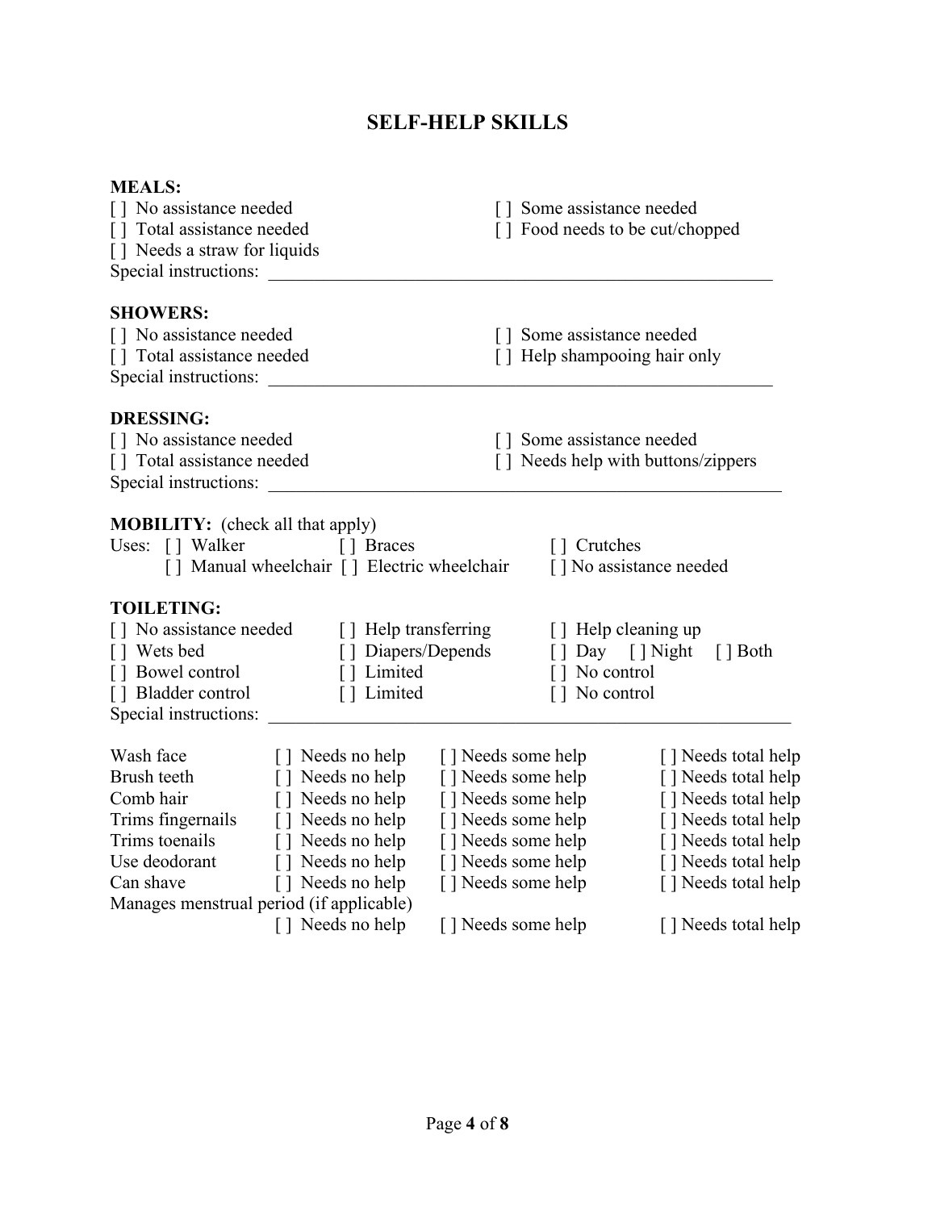# SELF-HELP SKILLS

**MEALS:**

[ ] No assistance needed
[ ] Some assistance needed
[ ] Total assistance needed
[ ] Food needs to be cut/chopped
[ ] Needs a straw for liquids

Special instructions: ________________________________________________________

**SHOWERS:**

[ ] No assistance needed
[ ] Some assistance needed
[ ] Total assistance needed
[ ] Help shampooing hair only

Special instructions: ________________________________________________________

**DRESSING:**

[ ] No assistance needed
[ ] Some assistance needed
[ ] Total assistance needed
[ ] Needs help with buttons/zippers

Special instructions: ________________________________________________________

**MOBILITY:** (check all that apply)

Uses: [ ] Walker  [ ] Braces  [ ] Crutches
[ ] Manual wheelchair  [ ] Electric wheelchair  [ ] No assistance needed

**TOILETING:**

[ ] No assistance needed  [ ] Help transferring  [ ] Help cleaning up
[ ] Wets bed  [ ] Diapers/Depends  [ ] Day  [ ] Night  [ ] Both
[ ] Bowel control  [ ] Limited  [ ] No control
[ ] Bladder control  [ ] Limited  [ ] No control

Special instructions: ________________________________________________________

| | | | |
|---|---|---|---|
| Wash face | [ ] Needs no help | [ ] Needs some help | [ ] Needs total help |
| Brush teeth | [ ] Needs no help | [ ] Needs some help | [ ] Needs total help |
| Comb hair | [ ] Needs no help | [ ] Needs some help | [ ] Needs total help |
| Trims fingernails | [ ] Needs no help | [ ] Needs some help | [ ] Needs total help |
| Trims toenails | [ ] Needs no help | [ ] Needs some help | [ ] Needs total help |
| Use deodorant | [ ] Needs no help | [ ] Needs some help | [ ] Needs total help |
| Can shave | [ ] Needs no help | [ ] Needs some help | [ ] Needs total help |
| Manages menstrual period (if applicable) | [ ] Needs no help | [ ] Needs some help | [ ] Needs total help |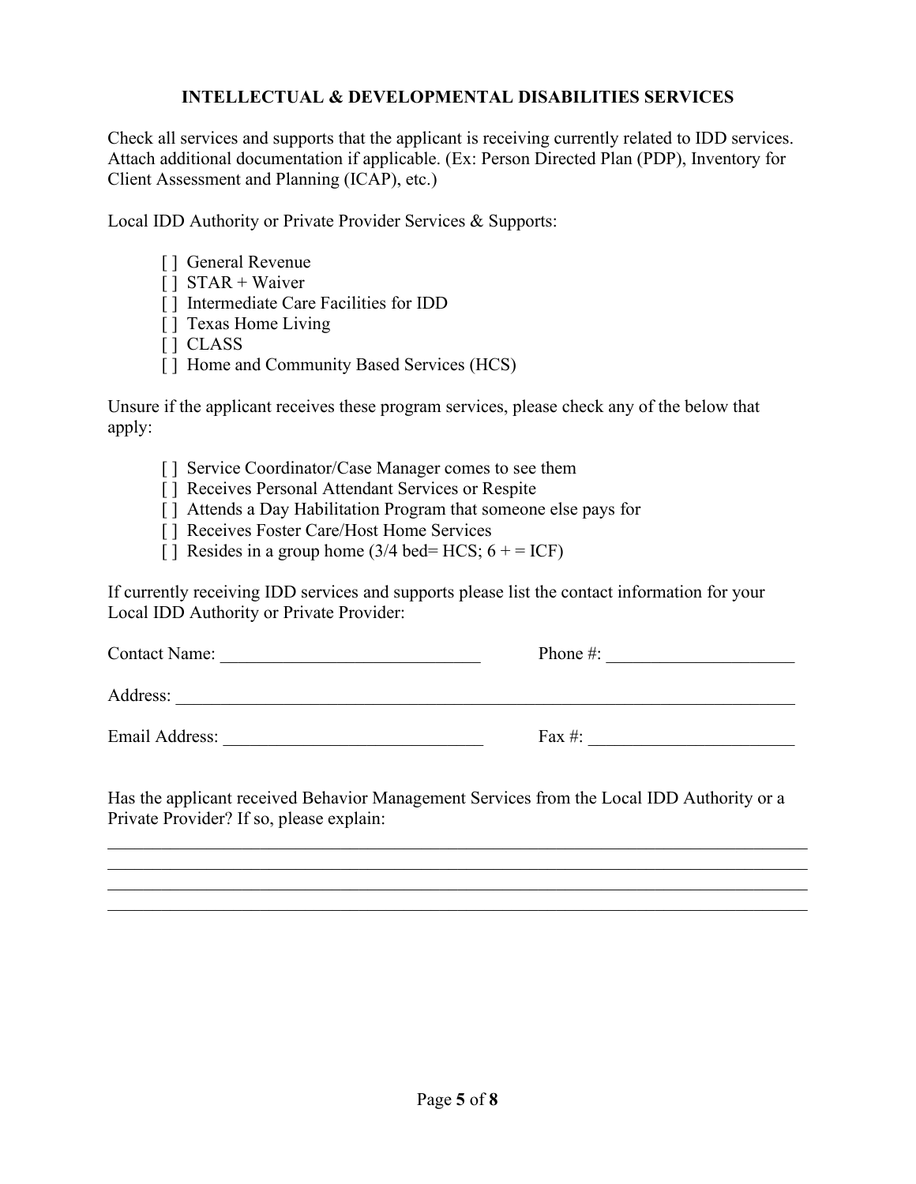## INTELLECTUAL & DEVELOPMENTAL DISABILITIES SERVICES

Check all services and supports that the applicant is receiving currently related to IDD services. Attach additional documentation if applicable. (Ex: Person Directed Plan (PDP), Inventory for Client Assessment and Planning (ICAP), etc.)

Local IDD Authority or Private Provider Services & Supports:

- [ ] General Revenue
- [ ] STAR + Waiver
- [ ] Intermediate Care Facilities for IDD
- [ ] Texas Home Living
- [ ] CLASS
- [ ] Home and Community Based Services (HCS)

Unsure if the applicant receives these program services, please check any of the below that apply:

- [ ] Service Coordinator/Case Manager comes to see them
- [ ] Receives Personal Attendant Services or Respite
- [ ] Attends a Day Habilitation Program that someone else pays for
- [ ] Receives Foster Care/Host Home Services
- [ ] Resides in a group home (3/4 bed= HCS; 6 + = ICF)

If currently receiving IDD services and supports please list the contact information for your Local IDD Authority or Private Provider:

Contact Name: ______________________________ Phone #: _____________________

Address: ________________________________________________________________________

Email Address: ______________________________ Fax #: _______________________

Has the applicant received Behavior Management Services from the Local IDD Authority or a Private Provider? If so, please explain:

________________________________________________________________________________
________________________________________________________________________________
________________________________________________________________________________
________________________________________________________________________________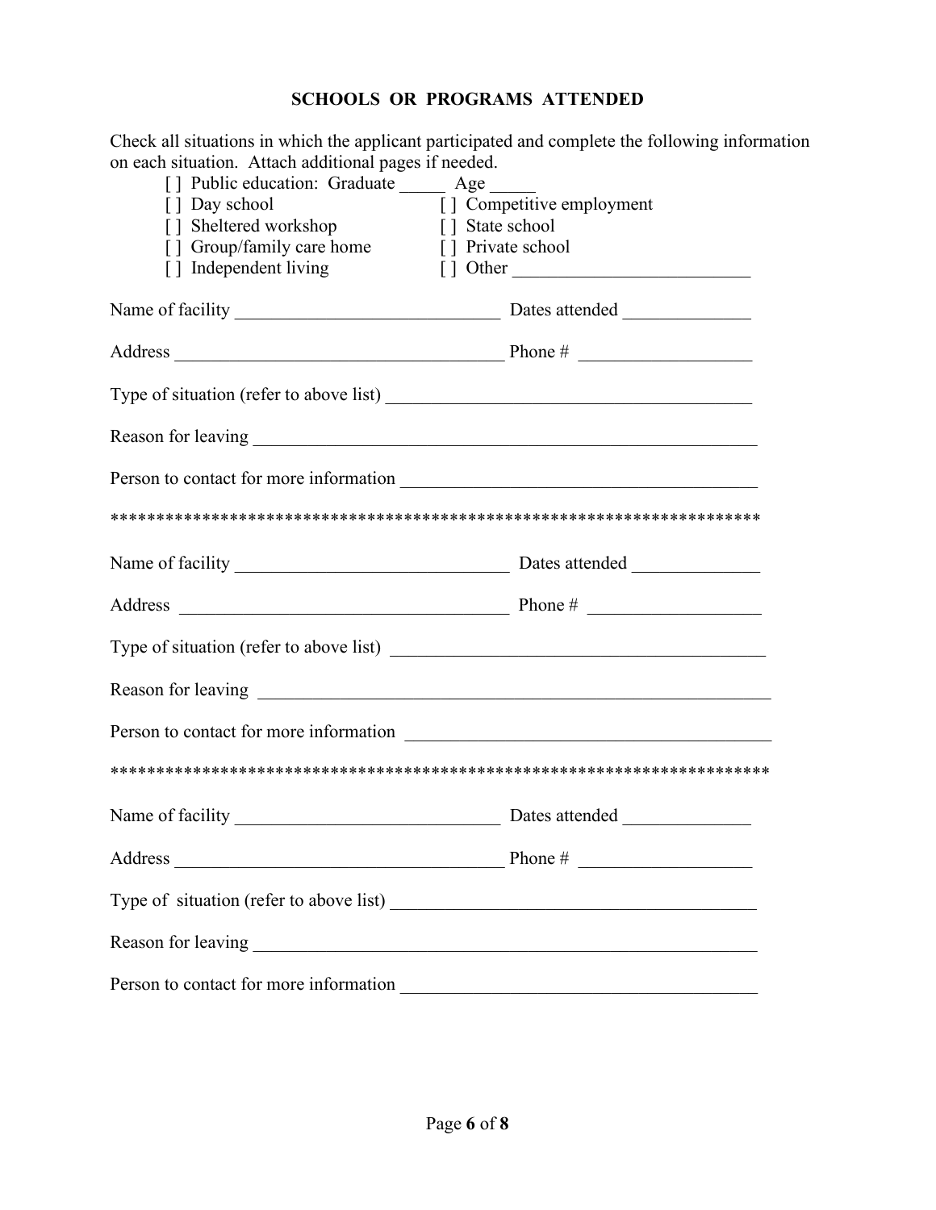## SCHOOLS OR PROGRAMS ATTENDED

Check all situations in which the applicant participated and complete the following information on each situation. Attach additional pages if needed.

[ ] Public education: Graduate _____ Age _____

[ ] Day school

[ ] Competitive employment

[ ] Sheltered workshop

[ ] State school

[ ] Group/family care home

[ ] Private school

[ ] Independent living

[ ] Other __________________________

Name of facility _____________________________ Dates attended ______________

Address ____________________________________ Phone # ___________________

Type of situation (refer to above list) _______________________________________

Reason for leaving _______________________________________________________

Person to contact for more information ______________________________________

************************************************************************

Name of facility _____________________________ Dates attended ______________

Address ____________________________________ Phone # ___________________

Type of situation (refer to above list) _______________________________________

Reason for leaving _______________________________________________________

Person to contact for more information ______________________________________

************************************************************************

Name of facility _____________________________ Dates attended ______________

Address ____________________________________ Phone # ___________________

Type of situation (refer to above list) _______________________________________

Reason for leaving _______________________________________________________

Person to contact for more information ______________________________________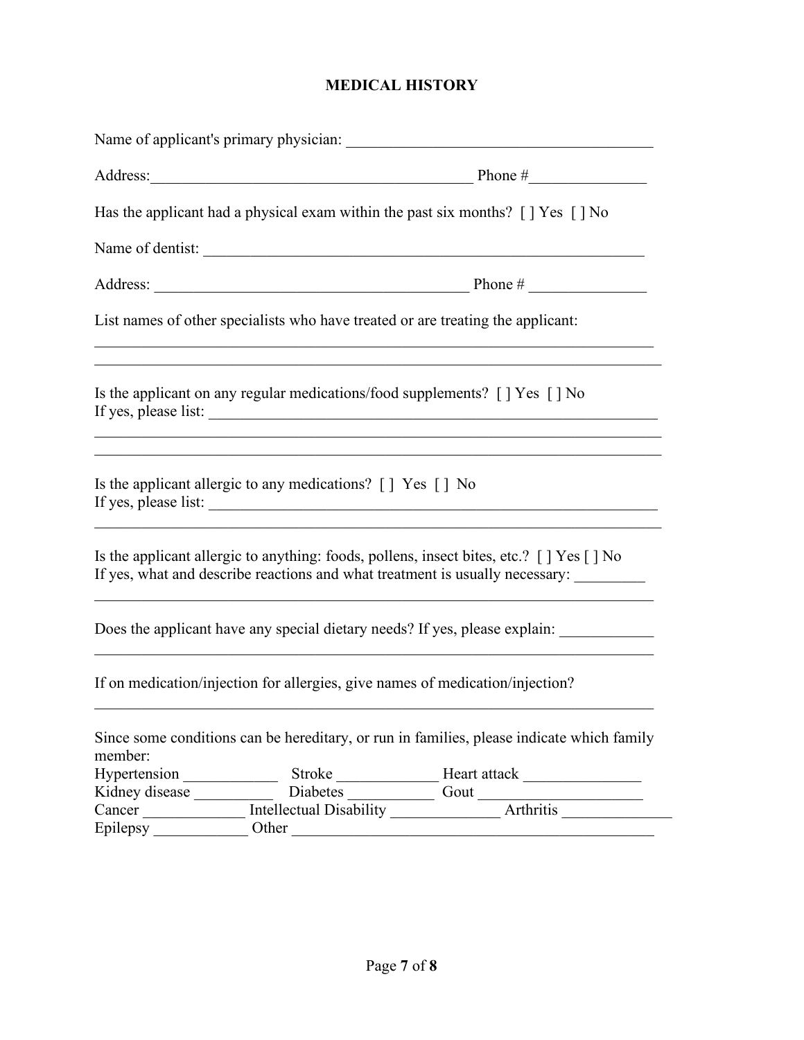# MEDICAL HISTORY

Name of applicant's primary physician: ________________________________________

Address:__________________________________________ Phone #_______________

Has the applicant had a physical exam within the past six months? [ ] Yes [ ] No

Name of dentist: _________________________________________________________

Address: _________________________________________ Phone # _______________

List names of other specialists who have treated or are treating the applicant:

___________________________________________________________________________

___________________________________________________________________________

Is the applicant on any regular medications/food supplements? [ ] Yes [ ] No
If yes, please list: ______________________________________________________________

___________________________________________________________________________

___________________________________________________________________________

Is the applicant allergic to any medications? [ ] Yes [ ] No
If yes, please list: ______________________________________________________________

___________________________________________________________________________

Is the applicant allergic to anything: foods, pollens, insect bites, etc.? [ ] Yes [ ] No
If yes, what and describe reactions and what treatment is usually necessary: _________

___________________________________________________________________________

Does the applicant have any special dietary needs? If yes, please explain: ____________

___________________________________________________________________________

If on medication/injection for allergies, give names of medication/injection?

___________________________________________________________________________

Since some conditions can be hereditary, or run in families, please indicate which family member:

Hypertension ____________ Stroke _____________ Heart attack _______________
Kidney disease __________ Diabetes ___________ Gout ____________________
Cancer _____________ Intellectual Disability ______________ Arthritis ______________
Epilepsy ____________ Other _______________________________________________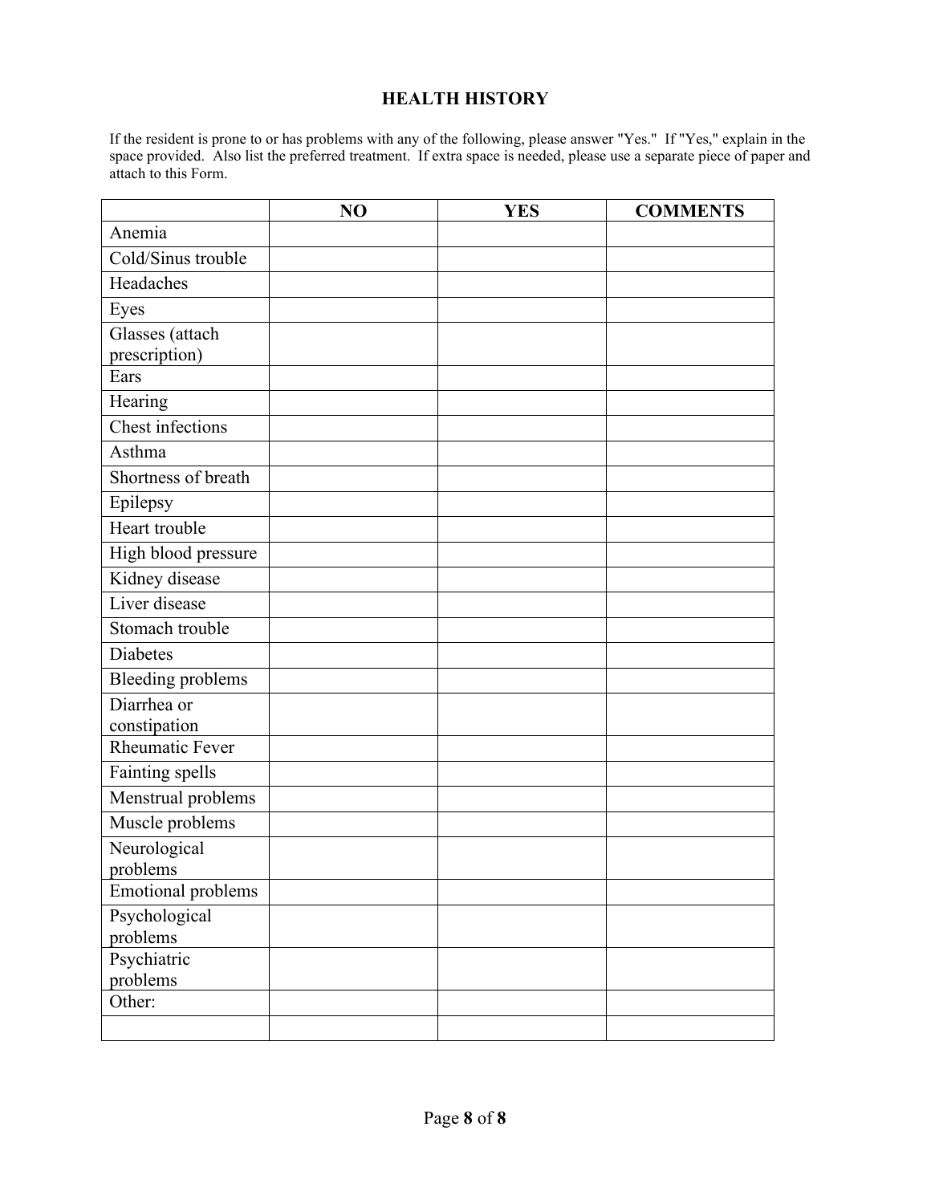## HEALTH HISTORY

If the resident is prone to or has problems with any of the following, please answer "Yes." If "Yes," explain in the space provided. Also list the preferred treatment. If extra space is needed, please use a separate piece of paper and attach to this Form.

| | NO | YES | COMMENTS |
|---|---|---|---|
| Anemia | | | |
| Cold/Sinus trouble | | | |
| Headaches | | | |
| Eyes | | | |
| Glasses (attach prescription) | | | |
| Ears | | | |
| Hearing | | | |
| Chest infections | | | |
| Asthma | | | |
| Shortness of breath | | | |
| Epilepsy | | | |
| Heart trouble | | | |
| High blood pressure | | | |
| Kidney disease | | | |
| Liver disease | | | |
| Stomach trouble | | | |
| Diabetes | | | |
| Bleeding problems | | | |
| Diarrhea or constipation | | | |
| Rheumatic Fever | | | |
| Fainting spells | | | |
| Menstrual problems | | | |
| Muscle problems | | | |
| Neurological problems | | | |
| Emotional problems | | | |
| Psychological problems | | | |
| Psychiatric problems | | | |
| Other: | | | |
| | | | |